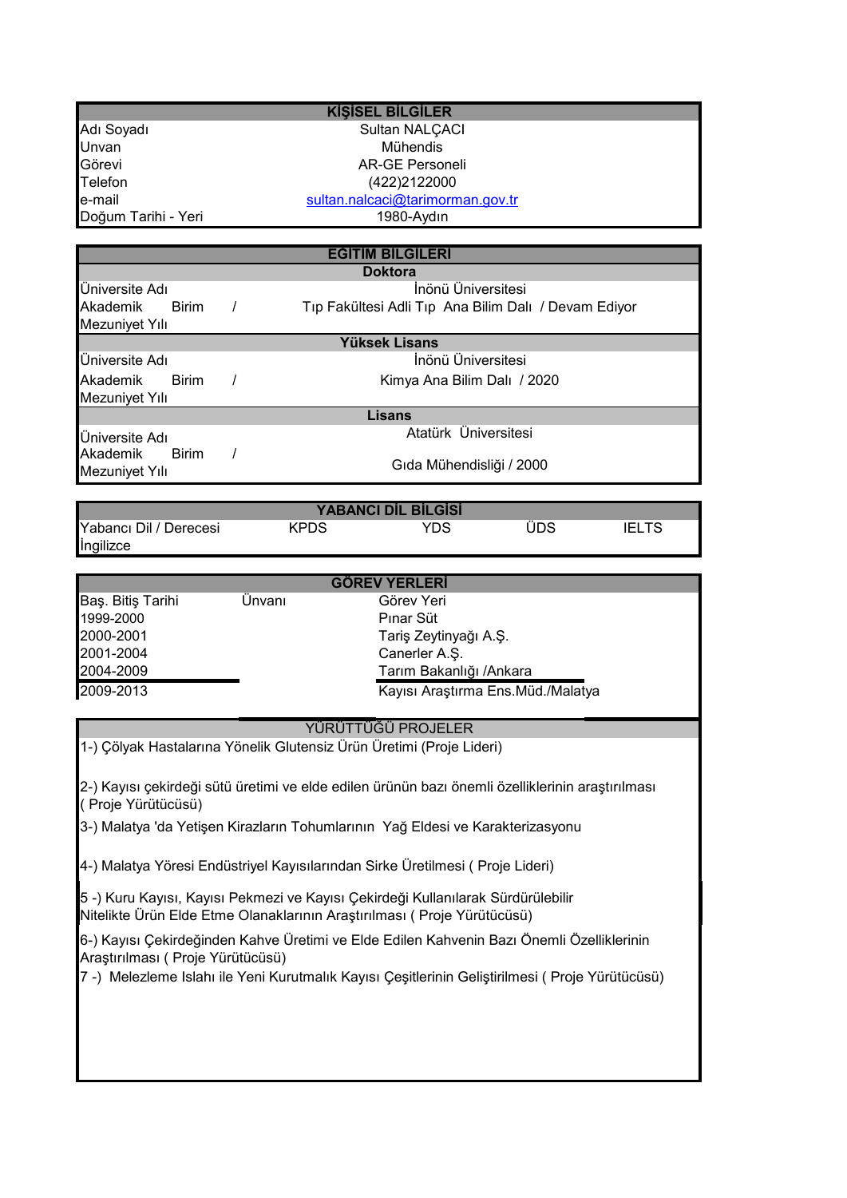## KİŞİSEL BİLGİLER

| | |
|---|---|
| Adı Soyadı | Sultan NALÇACI |
| Unvan | Mühendis |
| Görevi | AR-GE Personeli |
| Telefon | (422)2122000 |
| e-mail | sultan.nalcaci@tarimorman.gov.tr |
| Doğum Tarihi - Yeri | 1980-Aydın |

## EGİTİM BİLGİLERİ

### Doktora

| | |
|---|---|
| Üniversite Adı | İnönü Üniversitesi |
| Akademik Birim / Mezuniyet Yılı | Tıp Fakültesi Adli Tıp Ana Bilim Dalı / Devam Ediyor |

### Yüksek Lisans

| | |
|---|---|
| Üniversite Adı | İnönü Üniversitesi |
| Akademik Birim / Mezuniyet Yılı | Kimya Ana Bilim Dalı / 2020 |

### Lisans

| | |
|---|---|
| Üniversite Adı | Atatürk Üniversitesi |
| Akademik Birim / Mezuniyet Yılı | Gıda Mühendisliği / 2000 |

## YABANCI DİL BİLGİSİ

| Yabancı Dil / Derecesi | KPDS | YDS | ÜDS | IELTS |
|---|---|---|---|---|
| İngilizce | | | | |

## GÖREV YERLERİ

| Baş. Bitiş Tarihi | Ünvanı | Görev Yeri |
|---|---|---|
| 1999-2000 | | Pınar Süt |
| 2000-2001 | | Tariş Zeytinyağı A.Ş. |
| 2001-2004 | | Canerler A.Ş. |
| 2004-2009 | | Tarım Bakanlığı /Ankara |
| 2009-2013 | | Kayısı Araştırma Ens.Müd./Malatya |

## YÜRÜTTÜĞÜ PROJELER

1-) Çölyak Hastalarına Yönelik Glutensiz Ürün Üretimi (Proje Lideri)

2-) Kayısı çekirdeği sütü üretimi ve elde edilen ürünün bazı önemli özelliklerinin araştırılması ( Proje Yürütücüsü)

3-) Malatya 'da Yetişen Kirazların Tohumlarının Yağ Eldesi ve Karakterizasyonu

4-) Malatya Yöresi Endüstriyel Kayısılarından Sirke Üretilmesi ( Proje Lideri)

5 -) Kuru Kayısı, Kayısı Pekmezi ve Kayısı Çekirdeği Kullanılarak Sürdürülebilir Nitelikte Ürün Elde Etme Olanaklarının Araştırılması ( Proje Yürütücüsü)

6-) Kayısı Çekirdeğinden Kahve Üretimi ve Elde Edilen Kahvenin Bazı Önemli Özelliklerinin Araştırılması ( Proje Yürütücüsü)

7 -) Melezleme Islahı ile Yeni Kurutmalık Kayısı Çeşitlerinin Geliştirilmesi ( Proje Yürütücüsü)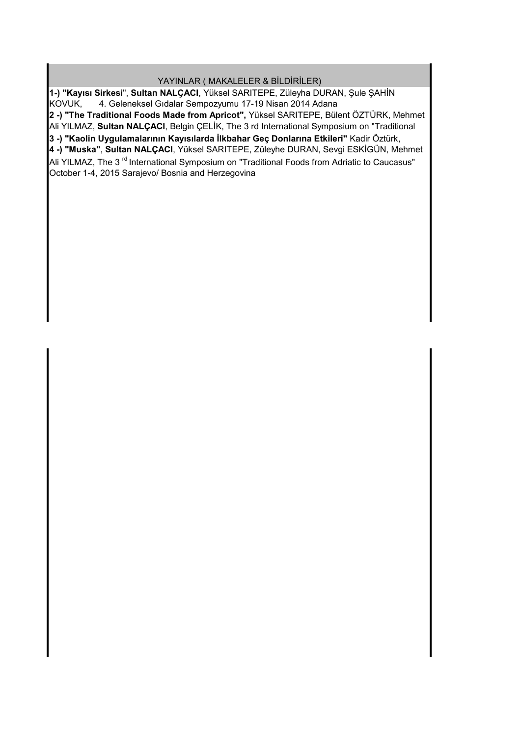## YAYINLAR ( MAKALELER & BİLDİRİLER)

**1-) "Kayısı Sirkesi**", **Sultan NALÇACI**, Yüksel SARITEPE, Züleyha DURAN, Şule ŞAHİN KOVUK, 4. Geleneksel Gıdalar Sempozyumu 17-19 Nisan 2014 Adana

**2 -) "The Traditional Foods Made from Apricot",** Yüksel SARITEPE, Bülent ÖZTÜRK, Mehmet Ali YILMAZ, **Sultan NALÇACI**, Belgin ÇELİK, The 3 rd International Symposium on "Traditional

**3 -) "Kaolin Uygulamalarının Kayısılarda İlkbahar Geç Donlarına Etkileri"** Kadir Öztürk,

**4 -) "Muska"**, **Sultan NALÇACI**, Yüksel SARITEPE, Züleyhe DURAN, Sevgi ESKİGÜN, Mehmet Ali YILMAZ, The 3 rd International Symposium on "Traditional Foods from Adriatic to Caucasus" October 1-4, 2015 Sarajevo/ Bosnia and Herzegovina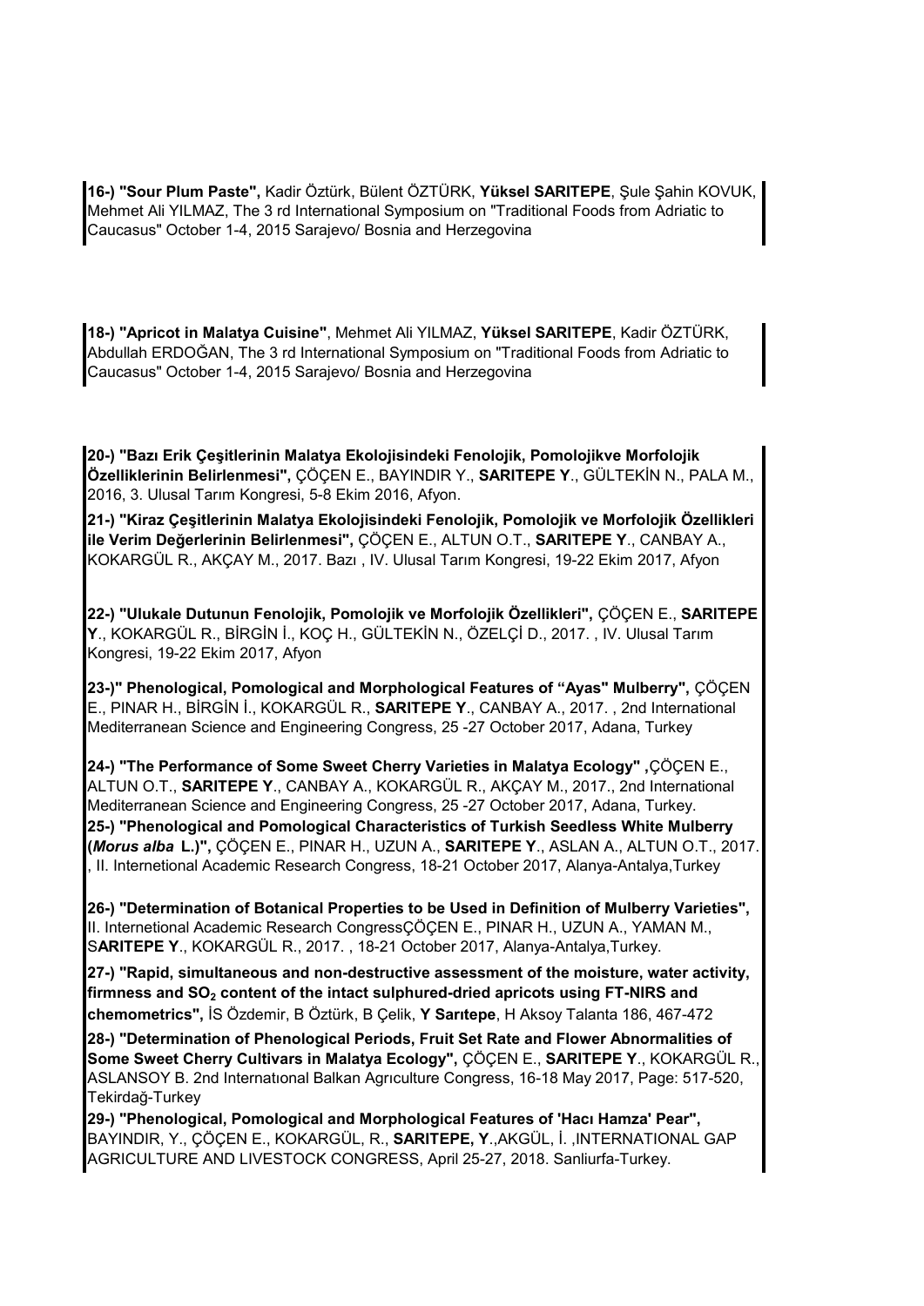**16-) "Sour Plum Paste",** Kadir Öztürk, Bülent ÖZTÜRK, **Yüksel SARITEPE**, Şule Şahin KOVUK, Mehmet Ali YILMAZ, The 3 rd International Symposium on "Traditional Foods from Adriatic to Caucasus" October 1-4, 2015 Sarajevo/ Bosnia and Herzegovina

**18-) "Apricot in Malatya Cuisine"**, Mehmet Ali YILMAZ, **Yüksel SARITEPE**, Kadir ÖZTÜRK, Abdullah ERDOĞAN, The 3 rd International Symposium on "Traditional Foods from Adriatic to Caucasus" October 1-4, 2015 Sarajevo/ Bosnia and Herzegovina

**20-) "Bazı Erik Çeşitlerinin Malatya Ekolojisindeki Fenolojik, Pomolojikve Morfolojik Özelliklerinin Belirlenmesi",** ÇÖÇEN E., BAYINDIR Y., **SARITEPE Y**., GÜLTEKİN N., PALA M., 2016, 3. Ulusal Tarım Kongresi, 5-8 Ekim 2016, Afyon.

**21-) "Kiraz Çeşitlerinin Malatya Ekolojisindeki Fenolojik, Pomolojik ve Morfolojik Özellikleri ile Verim Değerlerinin Belirlenmesi",** ÇÖÇEN E., ALTUN O.T., **SARITEPE Y**., CANBAY A., KOKARGÜL R., AKÇAY M., 2017. Bazı , IV. Ulusal Tarım Kongresi, 19-22 Ekim 2017, Afyon

**22-) "Ulukale Dutunun Fenolojik, Pomolojik ve Morfolojik Özellikleri",** ÇÖÇEN E., **SARITEPE Y**., KOKARGÜL R., BİRGİN İ., KOÇ H., GÜLTEKİN N., ÖZELÇİ D., 2017. , IV. Ulusal Tarım Kongresi, 19-22 Ekim 2017, Afyon

**23-)" Phenological, Pomological and Morphological Features of "Ayas" Mulberry",** ÇÖÇEN E., PINAR H., BİRGİN İ., KOKARGÜL R., **SARITEPE Y**., CANBAY A., 2017. , 2nd International Mediterranean Science and Engineering Congress, 25 -27 October 2017, Adana, Turkey

**24-) "The Performance of Some Sweet Cherry Varieties in Malatya Ecology" ,**ÇÖÇEN E., ALTUN O.T., **SARITEPE Y**., CANBAY A., KOKARGÜL R., AKÇAY M., 2017., 2nd International Mediterranean Science and Engineering Congress, 25 -27 October 2017, Adana, Turkey.

**25-) "Phenological and Pomological Characteristics of Turkish Seedless White Mulberry (*Morus alba* L.)",** ÇÖÇEN E., PINAR H., UZUN A., **SARITEPE Y**., ASLAN A., ALTUN O.T., 2017. , II. Internetional Academic Research Congress, 18-21 October 2017, Alanya-Antalya,Turkey

**26-) "Determination of Botanical Properties to be Used in Definition of Mulberry Varieties",** II. Internetional Academic Research CongressÇÖÇEN E., PINAR H., UZUN A., YAMAN M., S**ARITEPE Y**., KOKARGÜL R., 2017. , 18-21 October 2017, Alanya-Antalya,Turkey.

**27-) "Rapid, simultaneous and non-destructive assessment of the moisture, water activity, firmness and $SO_2$ content of the intact sulphured-dried apricots using FT-NIRS and chemometrics",** İS Özdemir, B Öztürk, B Çelik, **Y Sarıtepe**, H Aksoy Talanta 186, 467-472

**28-) "Determination of Phenological Periods, Fruit Set Rate and Flower Abnormalities of Some Sweet Cherry Cultivars in Malatya Ecology",** ÇÖÇEN E., **SARITEPE Y**., KOKARGÜL R., ASLANSOY B. 2nd Internatıonal Balkan Agrıculture Congress, 16-18 May 2017, Page: 517-520, Tekirdağ-Turkey

**29-) "Phenological, Pomological and Morphological Features of 'Hacı Hamza' Pear",** BAYINDIR, Y., ÇÖÇEN E., KOKARGÜL, R., **SARITEPE, Y**.,AKGÜL, İ. ,INTERNATIONAL GAP AGRICULTURE AND LIVESTOCK CONGRESS, April 25-27, 2018. Sanliurfa-Turkey.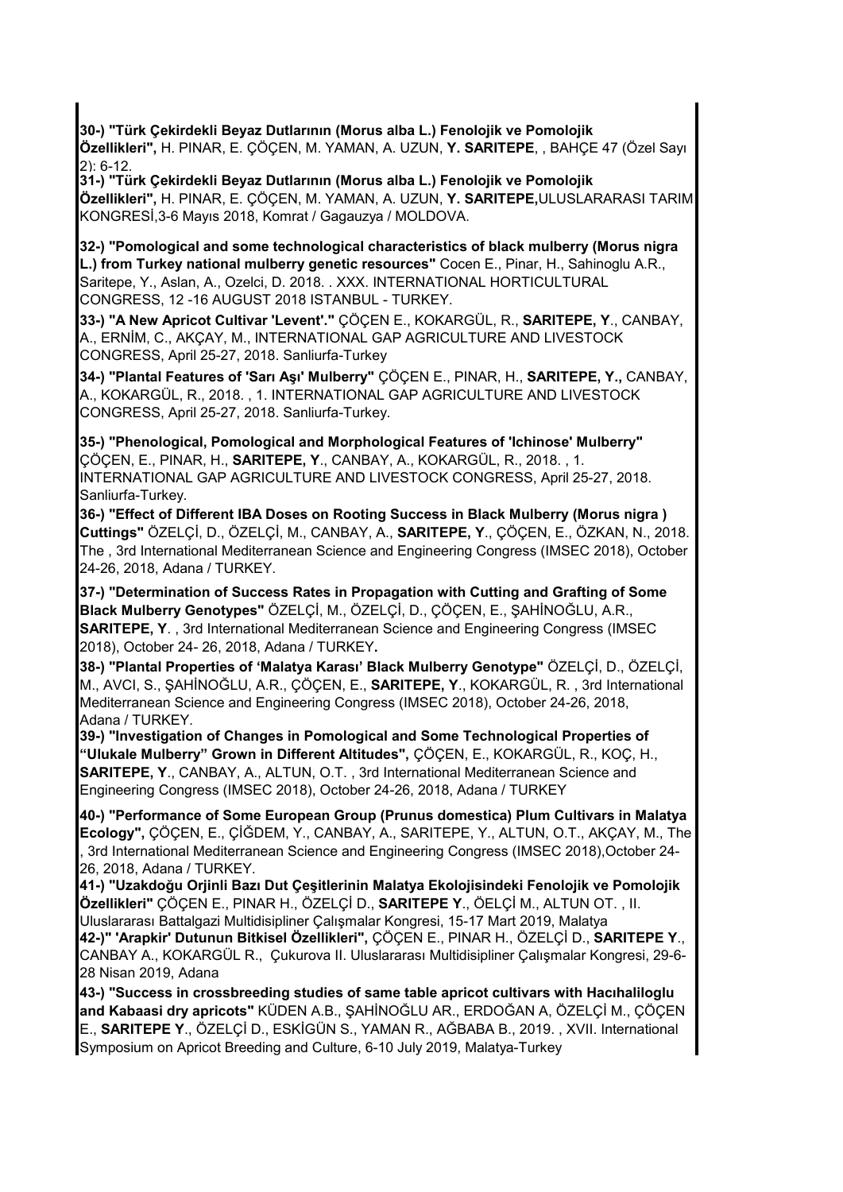**30-) "Türk Çekirdekli Beyaz Dutlarının (Morus alba L.) Fenolojik ve Pomolojik Özellikleri",** H. PINAR, E. ÇÖÇEN, M. YAMAN, A. UZUN, **Y. SARITEPE**, , BAHÇE 47 (Özel Sayı 2): 6-12.

**31-) "Türk Çekirdekli Beyaz Dutlarının (Morus alba L.) Fenolojik ve Pomolojik Özellikleri",** H. PINAR, E. ÇÖÇEN, M. YAMAN, A. UZUN, **Y. SARITEPE,**ULUSLARARASI TARIM KONGRESİ,3-6 Mayıs 2018, Komrat / Gagauzya / MOLDOVA.

**32-) "Pomological and some technological characteristics of black mulberry (Morus nigra L.) from Turkey national mulberry genetic resources"** Cocen E., Pinar, H., Sahinoglu A.R., Saritepe, Y., Aslan, A., Ozelci, D. 2018. . XXX. INTERNATIONAL HORTICULTURAL CONGRESS, 12 -16 AUGUST 2018 ISTANBUL - TURKEY.

**33-) "A New Apricot Cultivar 'Levent'."** ÇÖÇEN E., KOKARGÜL, R., **SARITEPE, Y**., CANBAY, A., ERNİM, C., AKÇAY, M., INTERNATIONAL GAP AGRICULTURE AND LIVESTOCK CONGRESS, April 25-27, 2018. Sanliurfa-Turkey

**34-) "Plantal Features of 'Sarı Aşı' Mulberry"** ÇÖÇEN E., PINAR, H., **SARITEPE, Y.,** CANBAY, A., KOKARGÜL, R., 2018. , 1. INTERNATIONAL GAP AGRICULTURE AND LIVESTOCK CONGRESS, April 25-27, 2018. Sanliurfa-Turkey.

**35-) "Phenological, Pomological and Morphological Features of 'Ichinose' Mulberry"** ÇÖÇEN, E., PINAR, H., **SARITEPE, Y**., CANBAY, A., KOKARGÜL, R., 2018. , 1. INTERNATIONAL GAP AGRICULTURE AND LIVESTOCK CONGRESS, April 25-27, 2018. Sanliurfa-Turkey.

**36-) "Effect of Different IBA Doses on Rooting Success in Black Mulberry (Morus nigra ) Cuttings"** ÖZELÇİ, D., ÖZELÇİ, M., CANBAY, A., **SARITEPE, Y**., ÇÖÇEN, E., ÖZKAN, N., 2018. The , 3rd International Mediterranean Science and Engineering Congress (IMSEC 2018), October 24-26, 2018, Adana / TURKEY.

**37-) "Determination of Success Rates in Propagation with Cutting and Grafting of Some Black Mulberry Genotypes"** ÖZELÇİ, M., ÖZELÇİ, D., ÇÖÇEN, E., ŞAHİNOĞLU, A.R., **SARITEPE, Y**. , 3rd International Mediterranean Science and Engineering Congress (IMSEC 2018), October 24- 26, 2018, Adana / TURKEY**.**

**38-) "Plantal Properties of 'Malatya Karası' Black Mulberry Genotype"** ÖZELÇİ, D., ÖZELÇİ, M., AVCI, S., ŞAHİNOĞLU, A.R., ÇÖÇEN, E., **SARITEPE, Y**., KOKARGÜL, R. , 3rd International Mediterranean Science and Engineering Congress (IMSEC 2018), October 24-26, 2018, Adana / TURKEY.

**39-) "Investigation of Changes in Pomological and Some Technological Properties of "Ulukale Mulberry" Grown in Different Altitudes",** ÇÖÇEN, E., KOKARGÜL, R., KOÇ, H., **SARITEPE, Y**., CANBAY, A., ALTUN, O.T. , 3rd International Mediterranean Science and Engineering Congress (IMSEC 2018), October 24-26, 2018, Adana / TURKEY

**40-) "Performance of Some European Group (Prunus domestica) Plum Cultivars in Malatya Ecology",** ÇÖÇEN, E., ÇİĞDEM, Y., CANBAY, A., SARITEPE, Y., ALTUN, O.T., AKÇAY, M., The , 3rd International Mediterranean Science and Engineering Congress (IMSEC 2018),October 24-26, 2018, Adana / TURKEY.

**41-) "Uzakdoğu Orjinli Bazı Dut Çeşitlerinin Malatya Ekolojisindeki Fenolojik ve Pomolojik Özellikleri"** ÇÖÇEN E., PINAR H., ÖZELÇİ D., **SARITEPE Y**., ÖELÇİ M., ALTUN OT. , II. Uluslararası Battalgazi Multidisipliner Çalışmalar Kongresi, 15-17 Mart 2019, Malatya

**42-)" 'Arapkir' Dutunun Bitkisel Özellikleri",** ÇÖÇEN E., PINAR H., ÖZELÇİ D., **SARITEPE Y**., CANBAY A., KOKARGÜL R., Çukurova II. Uluslararası Multidisipliner Çalışmalar Kongresi, 29-6-28 Nisan 2019, Adana

**43-) "Success in crossbreeding studies of same table apricot cultivars with Hacıhaliloglu and Kabaasi dry apricots"** KÜDEN A.B., ŞAHİNOĞLU AR., ERDOĞAN A, ÖZELÇİ M., ÇÖÇEN E., **SARITEPE Y**., ÖZELÇİ D., ESKİGÜN S., YAMAN R., AĞBABA B., 2019. , XVII. International Symposium on Apricot Breeding and Culture, 6-10 July 2019, Malatya-Turkey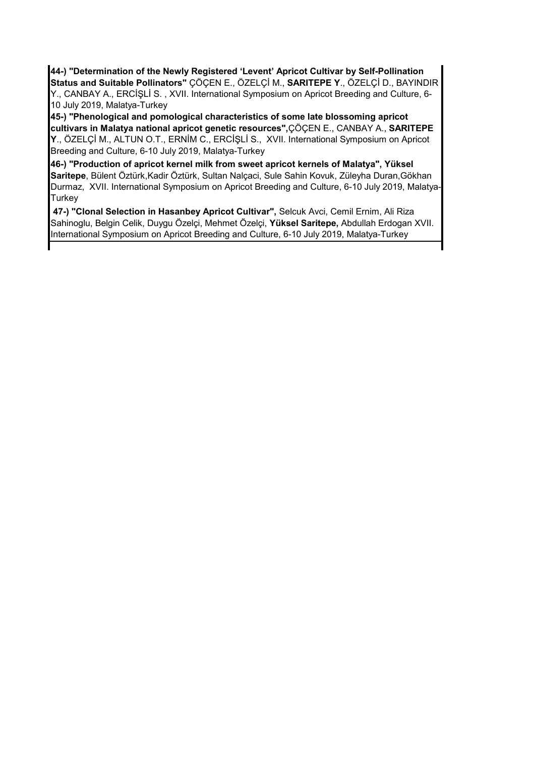**44-) "Determination of the Newly Registered 'Levent' Apricot Cultivar by Self-Pollination Status and Suitable Pollinators"** ÇÖÇEN E., ÖZELÇİ M., **SARITEPE Y**., ÖZELÇİ D., BAYINDIR Y., CANBAY A., ERCİŞLİ S. , XVII. International Symposium on Apricot Breeding and Culture, 6-10 July 2019, Malatya-Turkey

**45-) "Phenological and pomological characteristics of some late blossoming apricot cultivars in Malatya national apricot genetic resources",**ÇÖÇEN E., CANBAY A., **SARITEPE Y**., ÖZELÇİ M., ALTUN O.T., ERNİM C., ERCİŞLİ S., XVII. International Symposium on Apricot Breeding and Culture, 6-10 July 2019, Malatya-Turkey

**46-) "Production of apricot kernel milk from sweet apricot kernels of Malatya", Yüksel Saritepe**, Bülent Öztürk,Kadir Öztürk, Sultan Nalçaci, Sule Sahin Kovuk, Züleyha Duran,Gökhan Durmaz, XVII. International Symposium on Apricot Breeding and Culture, 6-10 July 2019, Malatya-Turkey

**47-) "Clonal Selection in Hasanbey Apricot Cultivar",** Selcuk Avci, Cemil Ernim, Ali Riza Sahinoglu, Belgin Celik, Duygu Özelçi, Mehmet Özelçi, **Yüksel Saritepe,** Abdullah Erdogan XVII. International Symposium on Apricot Breeding and Culture, 6-10 July 2019, Malatya-Turkey